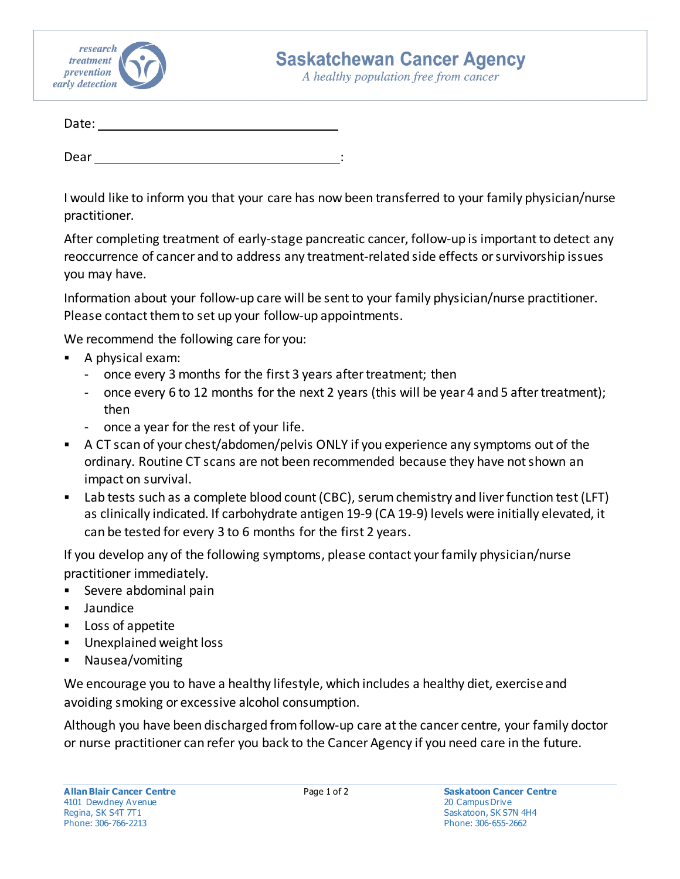research
treatment
prevention
early detection

# Saskatchewan Cancer Agency

*A healthy population free from cancer*

Date: ______________________________

Dear ______________________________:

I would like to inform you that your care has now been transferred to your family physician/nurse practitioner.

After completing treatment of early-stage pancreatic cancer, follow-up is important to detect any reoccurrence of cancer and to address any treatment-related side effects or survivorship issues you may have.

Information about your follow-up care will be sent to your family physician/nurse practitioner. Please contact them to set up your follow-up appointments.

We recommend the following care for you:

- A physical exam:
  - once every 3 months for the first 3 years after treatment; then
  - once every 6 to 12 months for the next 2 years (this will be year 4 and 5 after treatment); then
  - once a year for the rest of your life.
- A CT scan of your chest/abdomen/pelvis ONLY if you experience any symptoms out of the ordinary. Routine CT scans are not been recommended because they have not shown an impact on survival.
- Lab tests such as a complete blood count (CBC), serum chemistry and liver function test (LFT) as clinically indicated. If carbohydrate antigen 19-9 (CA 19-9) levels were initially elevated, it can be tested for every 3 to 6 months for the first 2 years.

If you develop any of the following symptoms, please contact your family physician/nurse practitioner immediately.

- Severe abdominal pain
- Jaundice
- Loss of appetite
- Unexplained weight loss
- Nausea/vomiting

We encourage you to have a healthy lifestyle, which includes a healthy diet, exercise and avoiding smoking or excessive alcohol consumption.

Although you have been discharged from follow-up care at the cancer centre, your family doctor or nurse practitioner can refer you back to the Cancer Agency if you need care in the future.

**Allan Blair Cancer Centre**
4101 Dewdney Avenue
Regina, SK S4T 7T1
Phone: 306-766-2213

**Saskatoon Cancer Centre**
20 Campus Drive
Saskatoon, SK S7N 4H4
Phone: 306-655-2662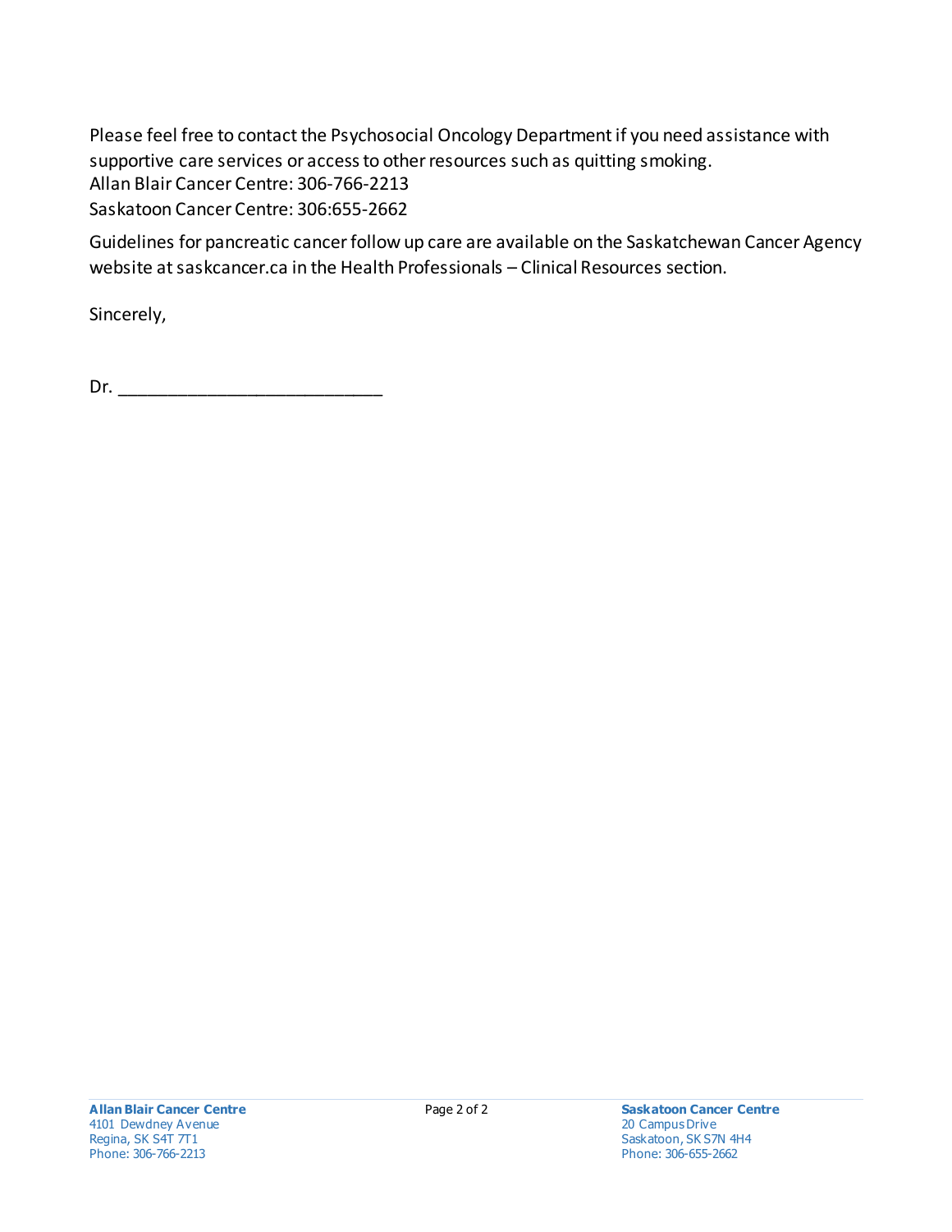Please feel free to contact the Psychosocial Oncology Department if you need assistance with supportive care services or access to other resources such as quitting smoking.
Allan Blair Cancer Centre: 306-766-2213
Saskatoon Cancer Centre: 306:655-2662

Guidelines for pancreatic cancer follow up care are available on the Saskatchewan Cancer Agency website at saskcancer.ca in the Health Professionals – Clinical Resources section.

Sincerely,

Dr. ___________________________

**Allan Blair Cancer Centre**
4101 Dewdney Avenue
Regina, SK S4T 7T1
Phone: 306-766-2213

**Saskatoon Cancer Centre**
20 Campus Drive
Saskatoon, SK S7N 4H4
Phone: 306-655-2662